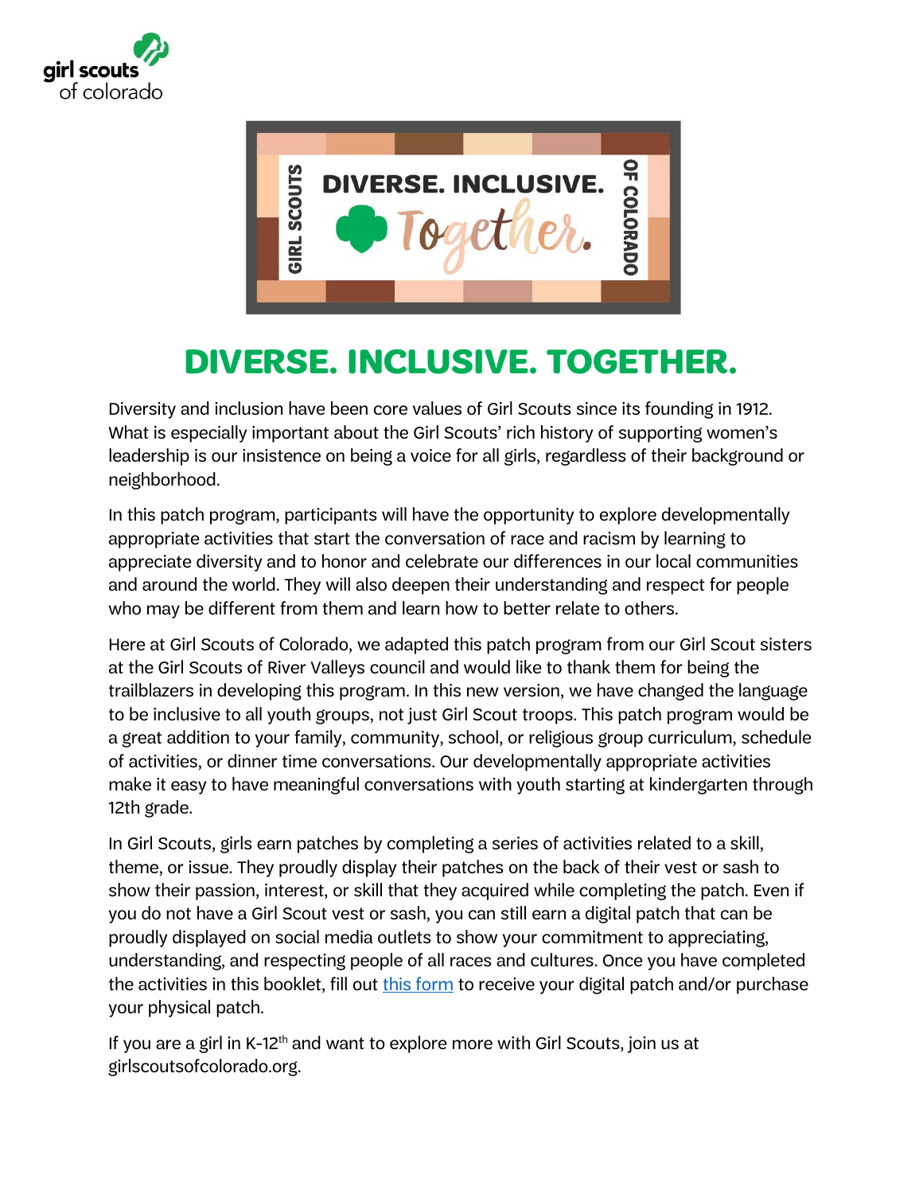# DIVERSE. INCLUSIVE. TOGETHER.

Diversity and inclusion have been core values of Girl Scouts since its founding in 1912. What is especially important about the Girl Scouts' rich history of supporting women's leadership is our insistence on being a voice for all girls, regardless of their background or neighborhood.

In this patch program, participants will have the opportunity to explore developmentally appropriate activities that start the conversation of race and racism by learning to appreciate diversity and to honor and celebrate our differences in our local communities and around the world. They will also deepen their understanding and respect for people who may be different from them and learn how to better relate to others.

Here at Girl Scouts of Colorado, we adapted this patch program from our Girl Scout sisters at the Girl Scouts of River Valleys council and would like to thank them for being the trailblazers in developing this program. In this new version, we have changed the language to be inclusive to all youth groups, not just Girl Scout troops. This patch program would be a great addition to your family, community, school, or religious group curriculum, schedule of activities, or dinner time conversations. Our developmentally appropriate activities make it easy to have meaningful conversations with youth starting at kindergarten through 12th grade.

In Girl Scouts, girls earn patches by completing a series of activities related to a skill, theme, or issue. They proudly display their patches on the back of their vest or sash to show their passion, interest, or skill that they acquired while completing the patch. Even if you do not have a Girl Scout vest or sash, you can still earn a digital patch that can be proudly displayed on social media outlets to show your commitment to appreciating, understanding, and respecting people of all races and cultures. Once you have completed the activities in this booklet, fill out this form to receive your digital patch and/or purchase your physical patch.

If you are a girl in K-12th and want to explore more with Girl Scouts, join us at girlscoutsofcolorado.org.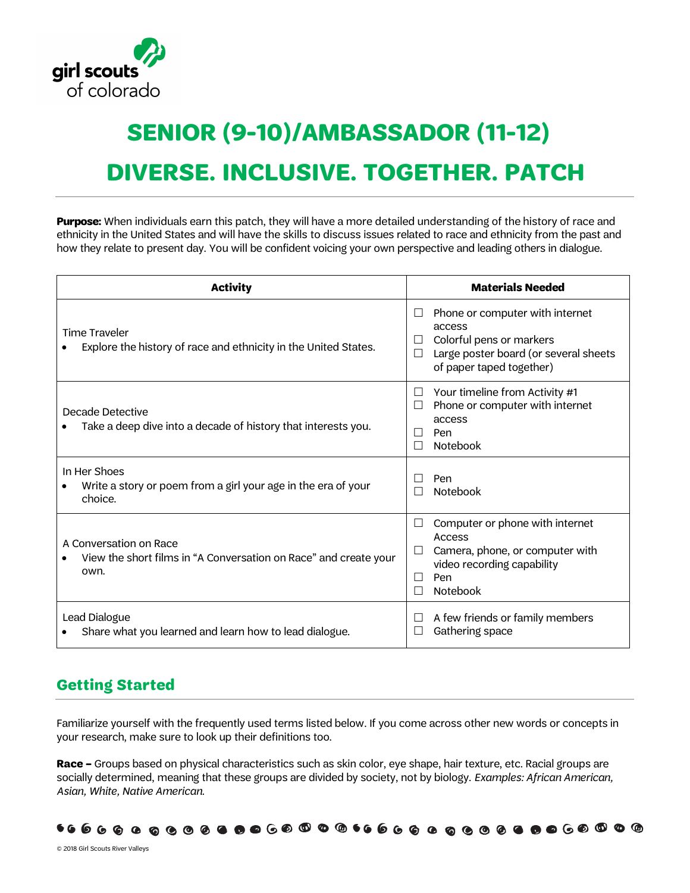# SENIOR (9-10)/AMBASSADOR (11-12)

# DIVERSE. INCLUSIVE. TOGETHER. PATCH

**Purpose:** When individuals earn this patch, they will have a more detailed understanding of the history of race and ethnicity in the United States and will have the skills to discuss issues related to race and ethnicity from the past and how they relate to present day. You will be confident voicing your own perspective and leading others in dialogue.

| Activity | Materials Needed |
|---|---|
| Time Traveler<br>• Explore the history of race and ethnicity in the United States. | ☐ Phone or computer with internet access<br>☐ Colorful pens or markers<br>☐ Large poster board (or several sheets of paper taped together) |
| Decade Detective<br>• Take a deep dive into a decade of history that interests you. | ☐ Your timeline from Activity #1<br>☐ Phone or computer with internet access<br>☐ Pen<br>☐ Notebook |
| In Her Shoes<br>• Write a story or poem from a girl your age in the era of your choice. | ☐ Pen<br>☐ Notebook |
| A Conversation on Race<br>• View the short films in "A Conversation on Race" and create your own. | ☐ Computer or phone with internet Access<br>☐ Camera, phone, or computer with video recording capability<br>☐ Pen<br>☐ Notebook |
| Lead Dialogue<br>• Share what you learned and learn how to lead dialogue. | ☐ A few friends or family members<br>☐ Gathering space |

## Getting Started

Familiarize yourself with the frequently used terms listed below. If you come across other new words or concepts in your research, make sure to look up their definitions too.

**Race –** Groups based on physical characteristics such as skin color, eye shape, hair texture, etc. Racial groups are socially determined, meaning that these groups are divided by society, not by biology. *Examples: African American, Asian, White, Native American.*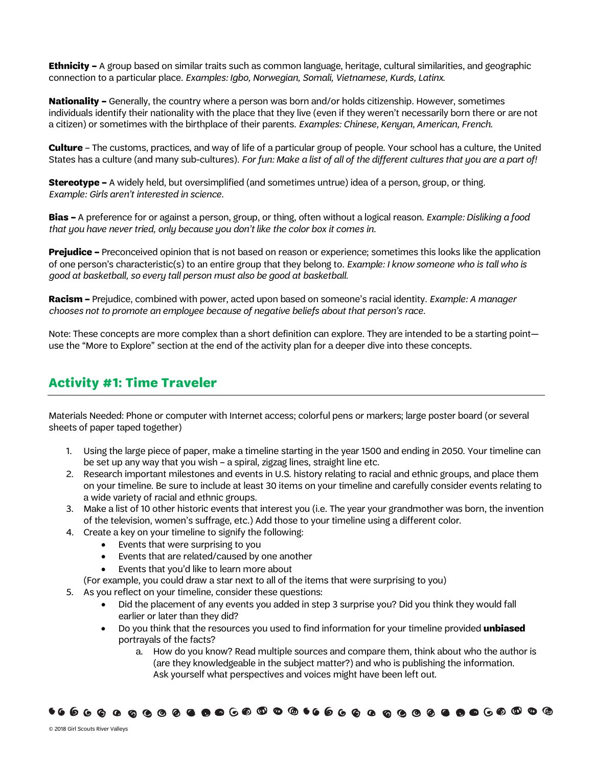**Ethnicity –** A group based on similar traits such as common language, heritage, cultural similarities, and geographic connection to a particular place. *Examples: Igbo, Norwegian, Somali, Vietnamese, Kurds, Latinx.*

**Nationality –** Generally, the country where a person was born and/or holds citizenship. However, sometimes individuals identify their nationality with the place that they live (even if they weren't necessarily born there or are not a citizen) or sometimes with the birthplace of their parents. *Examples: Chinese, Kenyan, American, French.*

**Culture** – The customs, practices, and way of life of a particular group of people. Your school has a culture, the United States has a culture (and many sub-cultures). *For fun: Make a list of all of the different cultures that you are a part of!*

**Stereotype –** A widely held, but oversimplified (and sometimes untrue) idea of a person, group, or thing. *Example: Girls aren't interested in science.*

**Bias –** A preference for or against a person, group, or thing, often without a logical reason. *Example: Disliking a food that you have never tried, only because you don't like the color box it comes in.*

**Prejudice –** Preconceived opinion that is not based on reason or experience; sometimes this looks like the application of one person's characteristic(s) to an entire group that they belong to. *Example: I know someone who is tall who is good at basketball, so every tall person must also be good at basketball.*

**Racism –** Prejudice, combined with power, acted upon based on someone's racial identity. *Example: A manager chooses not to promote an employee because of negative beliefs about that person's race.*

Note: These concepts are more complex than a short definition can explore. They are intended to be a starting point—use the "More to Explore" section at the end of the activity plan for a deeper dive into these concepts.

## Activity #1: Time Traveler

Materials Needed: Phone or computer with Internet access; colorful pens or markers; large poster board (or several sheets of paper taped together)

1. Using the large piece of paper, make a timeline starting in the year 1500 and ending in 2050. Your timeline can be set up any way that you wish – a spiral, zigzag lines, straight line etc.
2. Research important milestones and events in U.S. history relating to racial and ethnic groups, and place them on your timeline. Be sure to include at least 30 items on your timeline and carefully consider events relating to a wide variety of racial and ethnic groups.
3. Make a list of 10 other historic events that interest you (i.e. The year your grandmother was born, the invention of the television, women's suffrage, etc.) Add those to your timeline using a different color.
4. Create a key on your timeline to signify the following:
   - Events that were surprising to you
   - Events that are related/caused by one another
   - Events that you'd like to learn more about

   (For example, you could draw a star next to all of the items that were surprising to you)
5. As you reflect on your timeline, consider these questions:
   - Did the placement of any events you added in step 3 surprise you? Did you think they would fall earlier or later than they did?
   - Do you think that the resources you used to find information for your timeline provided **unbiased** portrayals of the facts?
     a. How do you know? Read multiple sources and compare them, think about who the author is (are they knowledgeable in the subject matter?) and who is publishing the information. Ask yourself what perspectives and voices might have been left out.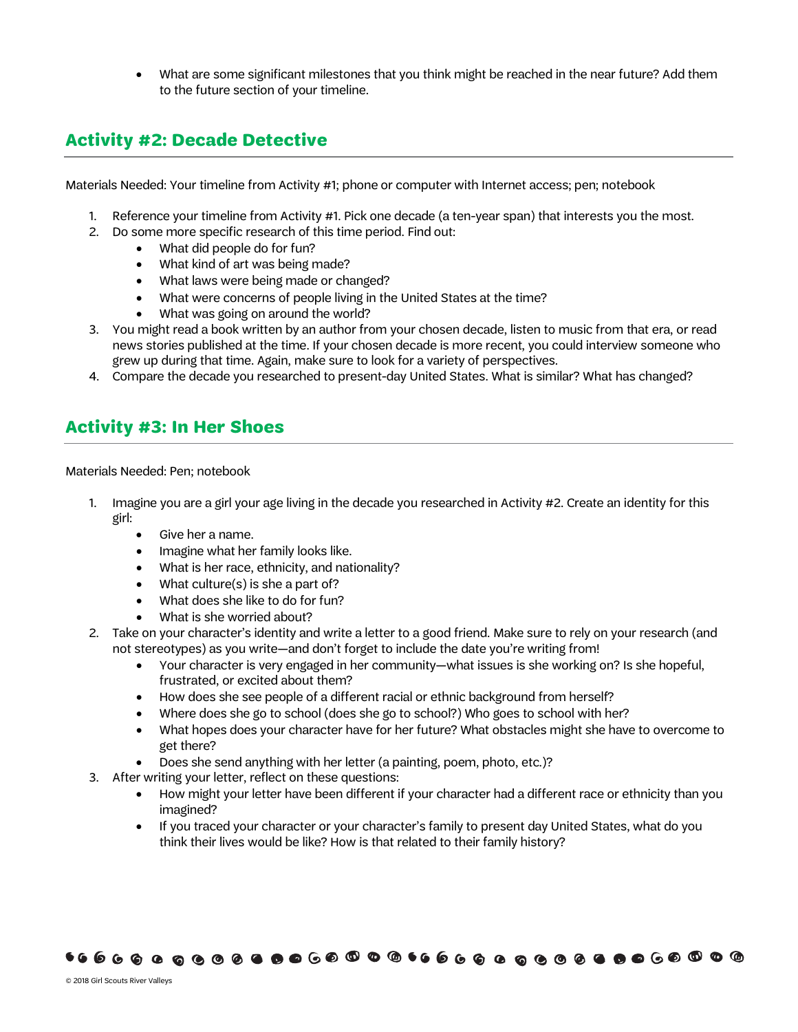- What are some significant milestones that you think might be reached in the near future? Add them to the future section of your timeline.

## Activity #2: Decade Detective

Materials Needed: Your timeline from Activity #1; phone or computer with Internet access; pen; notebook

1. Reference your timeline from Activity #1. Pick one decade (a ten-year span) that interests you the most.
2. Do some more specific research of this time period. Find out:
   - What did people do for fun?
   - What kind of art was being made?
   - What laws were being made or changed?
   - What were concerns of people living in the United States at the time?
   - What was going on around the world?
3. You might read a book written by an author from your chosen decade, listen to music from that era, or read news stories published at the time. If your chosen decade is more recent, you could interview someone who grew up during that time. Again, make sure to look for a variety of perspectives.
4. Compare the decade you researched to present-day United States. What is similar? What has changed?

## Activity #3: In Her Shoes

Materials Needed: Pen; notebook

1. Imagine you are a girl your age living in the decade you researched in Activity #2. Create an identity for this girl:
   - Give her a name.
   - Imagine what her family looks like.
   - What is her race, ethnicity, and nationality?
   - What culture(s) is she a part of?
   - What does she like to do for fun?
   - What is she worried about?
2. Take on your character's identity and write a letter to a good friend. Make sure to rely on your research (and not stereotypes) as you write—and don't forget to include the date you're writing from!
   - Your character is very engaged in her community—what issues is she working on? Is she hopeful, frustrated, or excited about them?
   - How does she see people of a different racial or ethnic background from herself?
   - Where does she go to school (does she go to school?) Who goes to school with her?
   - What hopes does your character have for her future? What obstacles might she have to overcome to get there?
   - Does she send anything with her letter (a painting, poem, photo, etc.)?
3. After writing your letter, reflect on these questions:
   - How might your letter have been different if your character had a different race or ethnicity than you imagined?
   - If you traced your character or your character's family to present day United States, what do you think their lives would be like? How is that related to their family history?

© 2018 Girl Scouts River Valleys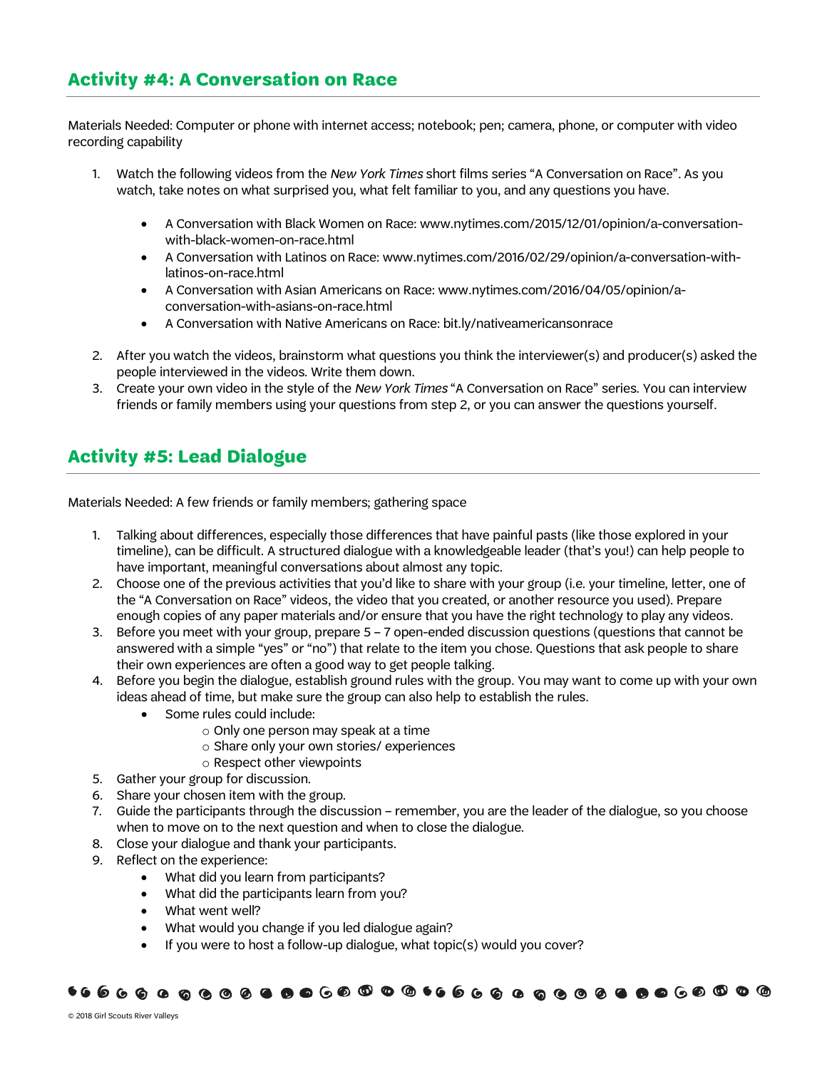## Activity #4: A Conversation on Race

Materials Needed: Computer or phone with internet access; notebook; pen; camera, phone, or computer with video recording capability

1. Watch the following videos from the *New York Times* short films series "A Conversation on Race". As you watch, take notes on what surprised you, what felt familiar to you, and any questions you have.
   - A Conversation with Black Women on Race: www.nytimes.com/2015/12/01/opinion/a-conversation-with-black-women-on-race.html
   - A Conversation with Latinos on Race: www.nytimes.com/2016/02/29/opinion/a-conversation-with-latinos-on-race.html
   - A Conversation with Asian Americans on Race: www.nytimes.com/2016/04/05/opinion/a-conversation-with-asians-on-race.html
   - A Conversation with Native Americans on Race: bit.ly/nativeamericansonrace
2. After you watch the videos, brainstorm what questions you think the interviewer(s) and producer(s) asked the people interviewed in the videos. Write them down.
3. Create your own video in the style of the *New York Times* "A Conversation on Race" series. You can interview friends or family members using your questions from step 2, or you can answer the questions yourself.

## Activity #5: Lead Dialogue

Materials Needed: A few friends or family members; gathering space

1. Talking about differences, especially those differences that have painful pasts (like those explored in your timeline), can be difficult. A structured dialogue with a knowledgeable leader (that's you!) can help people to have important, meaningful conversations about almost any topic.
2. Choose one of the previous activities that you'd like to share with your group (i.e. your timeline, letter, one of the "A Conversation on Race" videos, the video that you created, or another resource you used). Prepare enough copies of any paper materials and/or ensure that you have the right technology to play any videos.
3. Before you meet with your group, prepare 5 – 7 open-ended discussion questions (questions that cannot be answered with a simple "yes" or "no") that relate to the item you chose. Questions that ask people to share their own experiences are often a good way to get people talking.
4. Before you begin the dialogue, establish ground rules with the group. You may want to come up with your own ideas ahead of time, but make sure the group can also help to establish the rules.
   - Some rules could include:
     - Only one person may speak at a time
     - Share only your own stories/ experiences
     - Respect other viewpoints
5. Gather your group for discussion.
6. Share your chosen item with the group.
7. Guide the participants through the discussion – remember, you are the leader of the dialogue, so you choose when to move on to the next question and when to close the dialogue.
8. Close your dialogue and thank your participants.
9. Reflect on the experience:
   - What did you learn from participants?
   - What did the participants learn from you?
   - What went well?
   - What would you change if you led dialogue again?
   - If you were to host a follow-up dialogue, what topic(s) would you cover?

© 2018 Girl Scouts River Valleys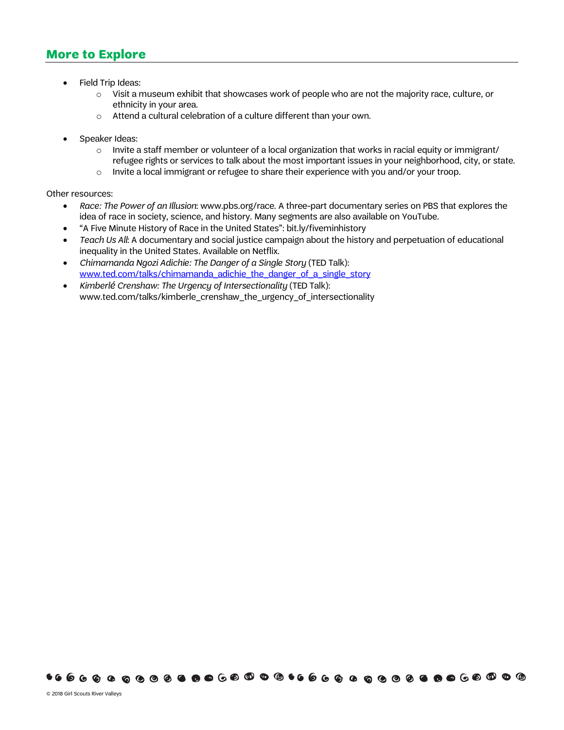## More to Explore

- Field Trip Ideas:
  - Visit a museum exhibit that showcases work of people who are not the majority race, culture, or ethnicity in your area.
  - Attend a cultural celebration of a culture different than your own.

- Speaker Ideas:
  - Invite a staff member or volunteer of a local organization that works in racial equity or immigrant/ refugee rights or services to talk about the most important issues in your neighborhood, city, or state.
  - Invite a local immigrant or refugee to share their experience with you and/or your troop.

Other resources:

- *Race: The Power of an Illusion*: www.pbs.org/race. A three-part documentary series on PBS that explores the idea of race in society, science, and history. Many segments are also available on YouTube.
- "A Five Minute History of Race in the United States": bit.ly/fiveminhistory
- *Teach Us All*: A documentary and social justice campaign about the history and perpetuation of educational inequality in the United States. Available on Netflix.
- *Chimamanda Ngozi Adichie: The Danger of a Single Story* (TED Talk): [www.ted.com/talks/chimamanda_adichie_the_danger_of_a_single_story](www.ted.com/talks/chimamanda_adichie_the_danger_of_a_single_story)
- *Kimberlé Crenshaw: The Urgency of Intersectionality* (TED Talk): www.ted.com/talks/kimberle_crenshaw_the_urgency_of_intersectionality

© 2018 Girl Scouts River Valleys